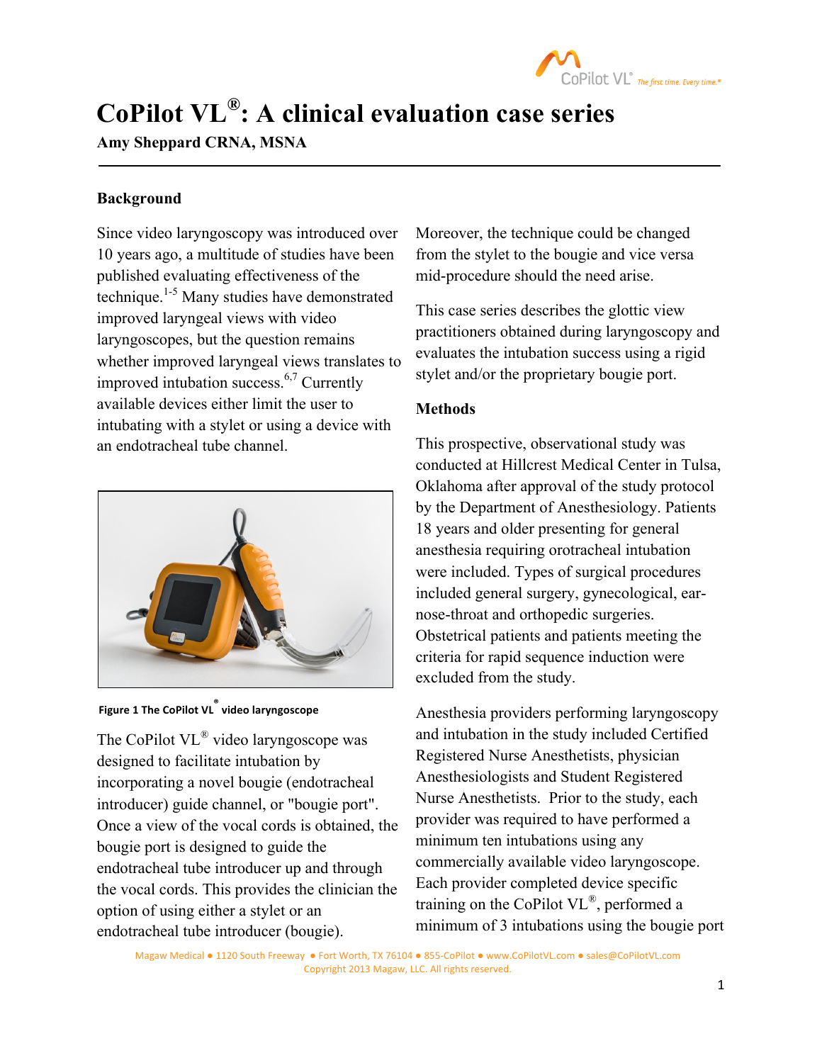# CoPilot VL®: A clinical evaluation case series

**Amy Sheppard CRNA, MSNA**

## Background

Since video laryngoscopy was introduced over 10 years ago, a multitude of studies have been published evaluating effectiveness of the technique.[1-5] Many studies have demonstrated improved laryngeal views with video laryngoscopes, but the question remains whether improved laryngeal views translates to improved intubation success.[6,7] Currently available devices either limit the user to intubating with a stylet or using a device with an endotracheal tube channel.

Figure 1 The CoPilot VL® video laryngoscope

The CoPilot VL® video laryngoscope was designed to facilitate intubation by incorporating a novel bougie (endotracheal introducer) guide channel, or "bougie port". Once a view of the vocal cords is obtained, the bougie port is designed to guide the endotracheal tube introducer up and through the vocal cords. This provides the clinician the option of using either a stylet or an endotracheal tube introducer (bougie). Moreover, the technique could be changed from the stylet to the bougie and vice versa mid-procedure should the need arise.

This case series describes the glottic view practitioners obtained during laryngoscopy and evaluates the intubation success using a rigid stylet and/or the proprietary bougie port.

## Methods

This prospective, observational study was conducted at Hillcrest Medical Center in Tulsa, Oklahoma after approval of the study protocol by the Department of Anesthesiology. Patients 18 years and older presenting for general anesthesia requiring orotracheal intubation were included. Types of surgical procedures included general surgery, gynecological, ear-nose-throat and orthopedic surgeries. Obstetrical patients and patients meeting the criteria for rapid sequence induction were excluded from the study.

Anesthesia providers performing laryngoscopy and intubation in the study included Certified Registered Nurse Anesthetists, physician Anesthesiologists and Student Registered Nurse Anesthetists. Prior to the study, each provider was required to have performed a minimum ten intubations using any commercially available video laryngoscope. Each provider completed device specific training on the CoPilot VL®, performed a minimum of 3 intubations using the bougie port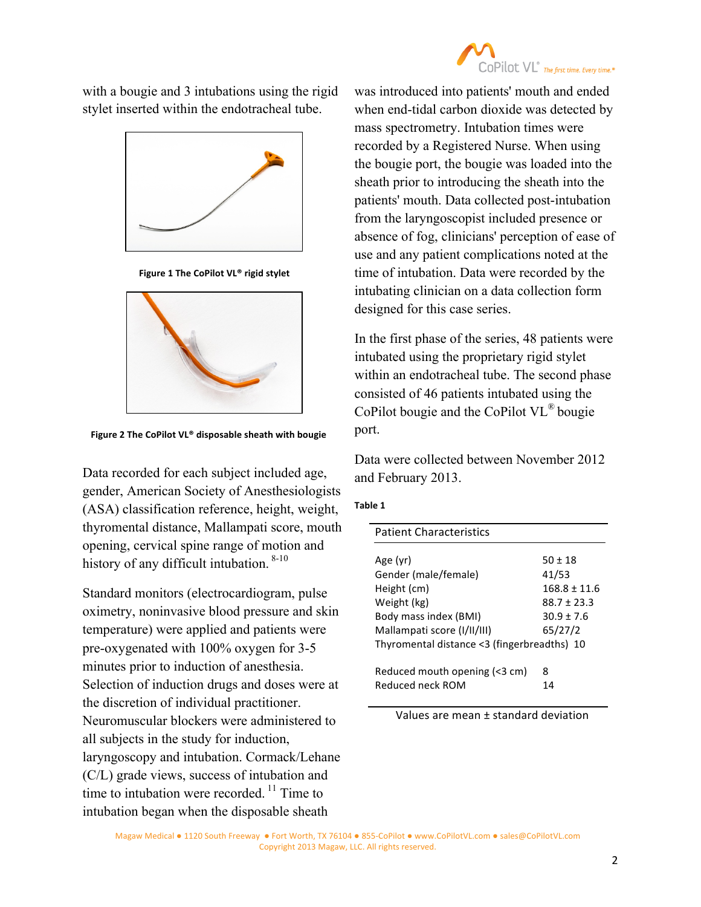with a bougie and 3 intubations using the rigid stylet inserted within the endotracheal tube.

**Figure 1 The CoPilot VL® rigid stylet**

**Figure 2 The CoPilot VL® disposable sheath with bougie**

Data recorded for each subject included age, gender, American Society of Anesthesiologists (ASA) classification reference, height, weight, thyromental distance, Mallampati score, mouth opening, cervical spine range of motion and history of any difficult intubation. [8-10]

Standard monitors (electrocardiogram, pulse oximetry, noninvasive blood pressure and skin temperature) were applied and patients were pre-oxygenated with 100% oxygen for 3-5 minutes prior to induction of anesthesia. Selection of induction drugs and doses were at the discretion of individual practitioner. Neuromuscular blockers were administered to all subjects in the study for induction, laryngoscopy and intubation. Cormack/Lehane (C/L) grade views, success of intubation and time to intubation were recorded. [11] Time to intubation began when the disposable sheath was introduced into patients' mouth and ended when end-tidal carbon dioxide was detected by mass spectrometry. Intubation times were recorded by a Registered Nurse. When using the bougie port, the bougie was loaded into the sheath prior to introducing the sheath into the patients' mouth. Data collected post-intubation from the laryngoscopist included presence or absence of fog, clinicians' perception of ease of use and any patient complications noted at the time of intubation. Data were recorded by the intubating clinician on a data collection form designed for this case series.

In the first phase of the series, 48 patients were intubated using the proprietary rigid stylet within an endotracheal tube. The second phase consisted of 46 patients intubated using the CoPilot bougie and the CoPilot VL® bougie port.

Data were collected between November 2012 and February 2013.

**Table 1**

| Patient Characteristics | |
|---|---|
| Age (yr) | 50 ± 18 |
| Gender (male/female) | 41/53 |
| Height (cm) | 168.8 ± 11.6 |
| Weight (kg) | 88.7 ± 23.3 |
| Body mass index (BMI) | 30.9 ± 7.6 |
| Mallampati score (I/II/III) | 65/27/2 |
| Thyromental distance <3 (fingerbreadths) | 10 |
| Reduced mouth opening (<3 cm) | 8 |
| Reduced neck ROM | 14 |

Values are mean ± standard deviation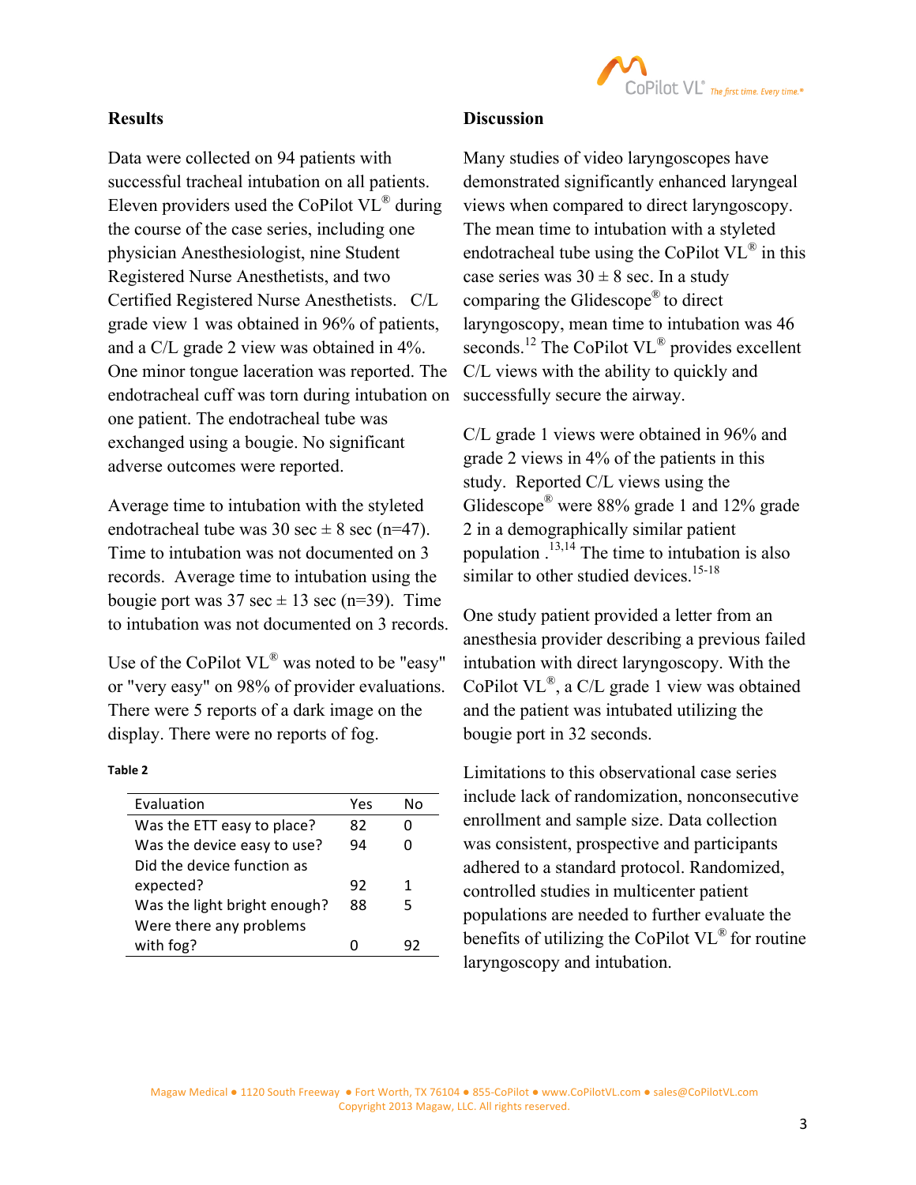## Results

Data were collected on 94 patients with successful tracheal intubation on all patients. Eleven providers used the CoPilot VL® during the course of the case series, including one physician Anesthesiologist, nine Student Registered Nurse Anesthetists, and two Certified Registered Nurse Anesthetists. C/L grade view 1 was obtained in 96% of patients, and a C/L grade 2 view was obtained in 4%. One minor tongue laceration was reported. The endotracheal cuff was torn during intubation on one patient. The endotracheal tube was exchanged using a bougie. No significant adverse outcomes were reported.

Average time to intubation with the styled endotracheal tube was 30 sec ± 8 sec (n=47). Time to intubation was not documented on 3 records. Average time to intubation using the bougie port was 37 sec ± 13 sec (n=39). Time to intubation was not documented on 3 records.

Use of the CoPilot VL® was noted to be "easy" or "very easy" on 98% of provider evaluations. There were 5 reports of a dark image on the display. There were no reports of fog.

**Table 2**

| Evaluation | Yes | No |
|---|---|---|
| Was the ETT easy to place? | 82 | 0 |
| Was the device easy to use? | 94 | 0 |
| Did the device function as expected? | 92 | 1 |
| Was the light bright enough? | 88 | 5 |
| Were there any problems with fog? | 0 | 92 |

## Discussion

Many studies of video laryngoscopes have demonstrated significantly enhanced laryngeal views when compared to direct laryngoscopy. The mean time to intubation with a styleted endotracheal tube using the CoPilot VL® in this case series was 30 ± 8 sec. In a study comparing the Glidescope® to direct laryngoscopy, mean time to intubation was 46 seconds.[12] The CoPilot VL® provides excellent C/L views with the ability to quickly and successfully secure the airway.

C/L grade 1 views were obtained in 96% and grade 2 views in 4% of the patients in this study. Reported C/L views using the Glidescope® were 88% grade 1 and 12% grade 2 in a demographically similar patient population .[13,14] The time to intubation is also similar to other studied devices.[15-18]

One study patient provided a letter from an anesthesia provider describing a previous failed intubation with direct laryngoscopy. With the CoPilot VL®, a C/L grade 1 view was obtained and the patient was intubated utilizing the bougie port in 32 seconds.

Limitations to this observational case series include lack of randomization, nonconsecutive enrollment and sample size. Data collection was consistent, prospective and participants adhered to a standard protocol. Randomized, controlled studies in multicenter patient populations are needed to further evaluate the benefits of utilizing the CoPilot VL® for routine laryngoscopy and intubation.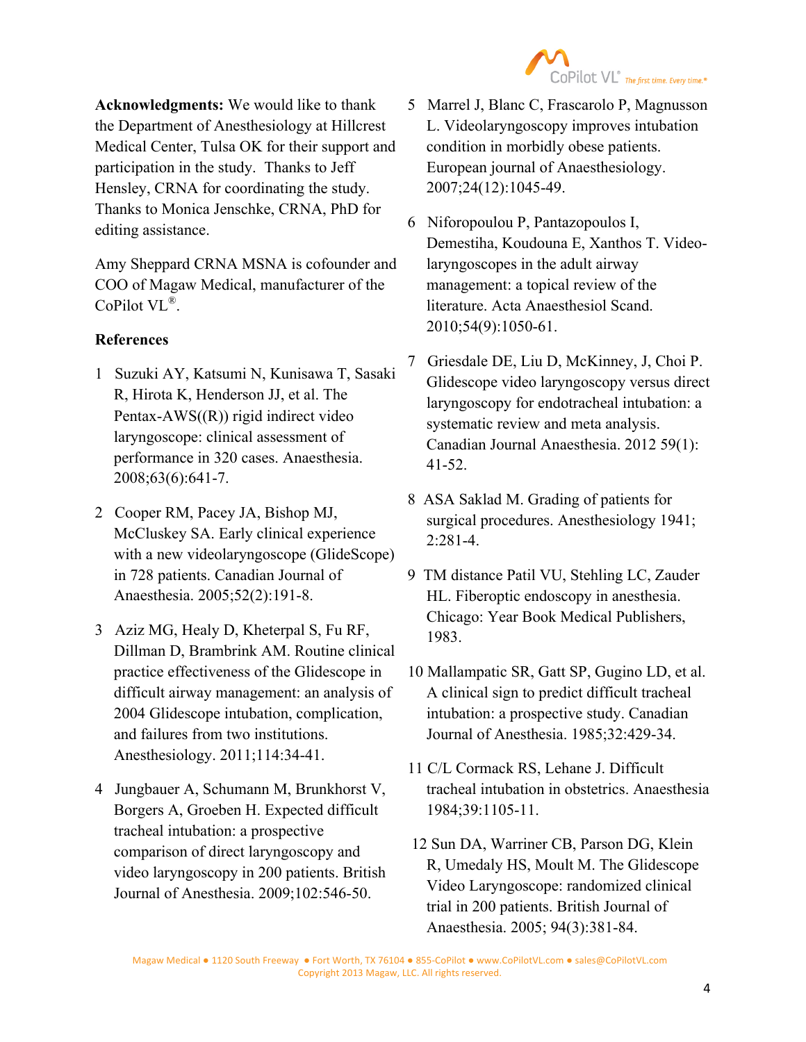**Acknowledgments:** We would like to thank the Department of Anesthesiology at Hillcrest Medical Center, Tulsa OK for their support and participation in the study. Thanks to Jeff Hensley, CRNA for coordinating the study. Thanks to Monica Jenschke, CRNA, PhD for editing assistance.

Amy Sheppard CRNA MSNA is cofounder and COO of Magaw Medical, manufacturer of the CoPilot VL®.

**References**

1. Suzuki AY, Katsumi N, Kunisawa T, Sasaki R, Hirota K, Henderson JJ, et al. The Pentax-AWS((R)) rigid indirect video laryngoscope: clinical assessment of performance in 320 cases. Anaesthesia. 2008;63(6):641-7.

2. Cooper RM, Pacey JA, Bishop MJ, McCluskey SA. Early clinical experience with a new videolaryngoscope (GlideScope) in 728 patients. Canadian Journal of Anaesthesia. 2005;52(2):191-8.

3. Aziz MG, Healy D, Kheterpal S, Fu RF, Dillman D, Brambrink AM. Routine clinical practice effectiveness of the Glidescope in difficult airway management: an analysis of 2004 Glidescope intubation, complication, and failures from two institutions. Anesthesiology. 2011;114:34-41.

4. Jungbauer A, Schumann M, Brunkhorst V, Borgers A, Groeben H. Expected difficult tracheal intubation: a prospective comparison of direct laryngoscopy and video laryngoscopy in 200 patients. British Journal of Anesthesia. 2009;102:546-50.

5. Marrel J, Blanc C, Frascarolo P, Magnusson L. Videolaryngoscopy improves intubation condition in morbidly obese patients. European journal of Anaesthesiology. 2007;24(12):1045-49.

6. Niforopoulou P, Pantazopoulos I, Demestiha, Koudouna E, Xanthos T. Video-laryngoscopes in the adult airway management: a topical review of the literature. Acta Anaesthesiol Scand. 2010;54(9):1050-61.

7. Griesdale DE, Liu D, McKinney, J, Choi P. Glidescope video laryngoscopy versus direct laryngoscopy for endotracheal intubation: a systematic review and meta analysis. Canadian Journal Anaesthesia. 2012 59(1): 41-52.

8. ASA Saklad M. Grading of patients for surgical procedures. Anesthesiology 1941; 2:281-4.

9. TM distance Patil VU, Stehling LC, Zauder HL. Fiberoptic endoscopy in anesthesia. Chicago: Year Book Medical Publishers, 1983.

10. Mallampatic SR, Gatt SP, Gugino LD, et al. A clinical sign to predict difficult tracheal intubation: a prospective study. Canadian Journal of Anesthesia. 1985;32:429-34.

11. C/L Cormack RS, Lehane J. Difficult tracheal intubation in obstetrics. Anaesthesia 1984;39:1105-11.

12. Sun DA, Warriner CB, Parson DG, Klein R, Umedaly HS, Moult M. The Glidescope Video Laryngoscope: randomized clinical trial in 200 patients. British Journal of Anaesthesia. 2005; 94(3):381-84.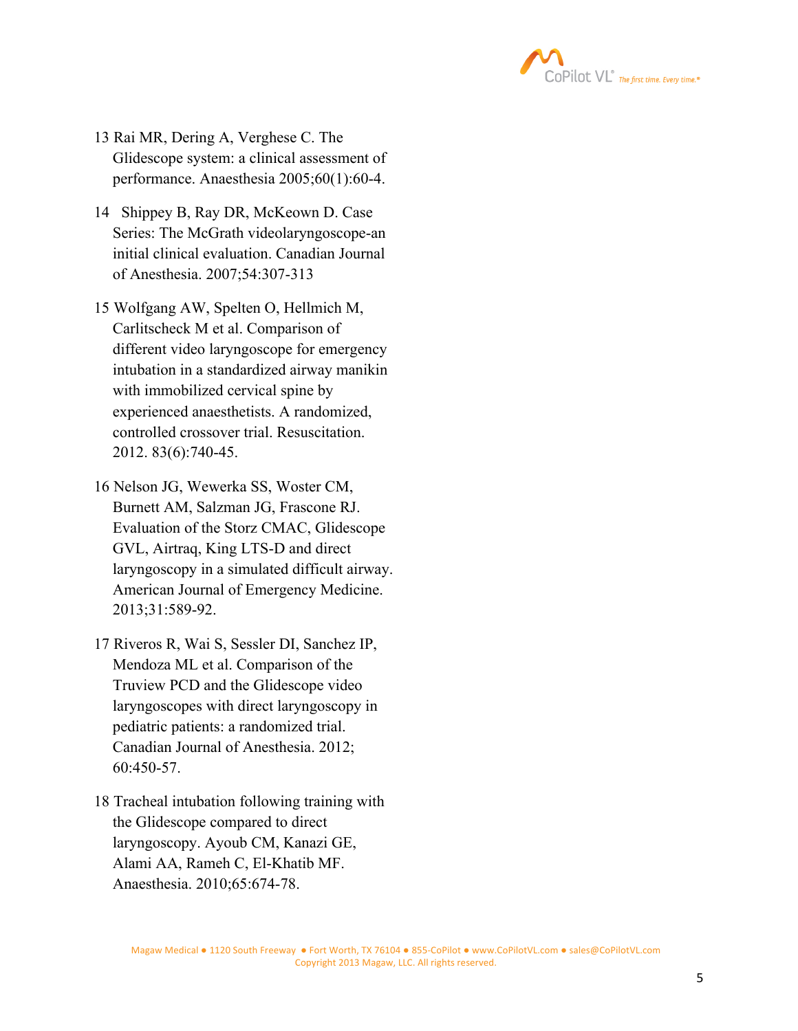13 Rai MR, Dering A, Verghese C. The Glidescope system: a clinical assessment of performance. Anaesthesia 2005;60(1):60-4.

14 Shippey B, Ray DR, McKeown D. Case Series: The McGrath videolaryngoscope-an initial clinical evaluation. Canadian Journal of Anesthesia. 2007;54:307-313

15 Wolfgang AW, Spelten O, Hellmich M, Carlitscheck M et al. Comparison of different video laryngoscope for emergency intubation in a standardized airway manikin with immobilized cervical spine by experienced anaesthetists. A randomized, controlled crossover trial. Resuscitation. 2012. 83(6):740-45.

16 Nelson JG, Wewerka SS, Woster CM, Burnett AM, Salzman JG, Frascone RJ. Evaluation of the Storz CMAC, Glidescope GVL, Airtraq, King LTS-D and direct laryngoscopy in a simulated difficult airway. American Journal of Emergency Medicine. 2013;31:589-92.

17 Riveros R, Wai S, Sessler DI, Sanchez IP, Mendoza ML et al. Comparison of the Truview PCD and the Glidescope video laryngoscopes with direct laryngoscopy in pediatric patients: a randomized trial. Canadian Journal of Anesthesia. 2012; 60:450-57.

18 Tracheal intubation following training with the Glidescope compared to direct laryngoscopy. Ayoub CM, Kanazi GE, Alami AA, Rameh C, El-Khatib MF. Anaesthesia. 2010;65:674-78.